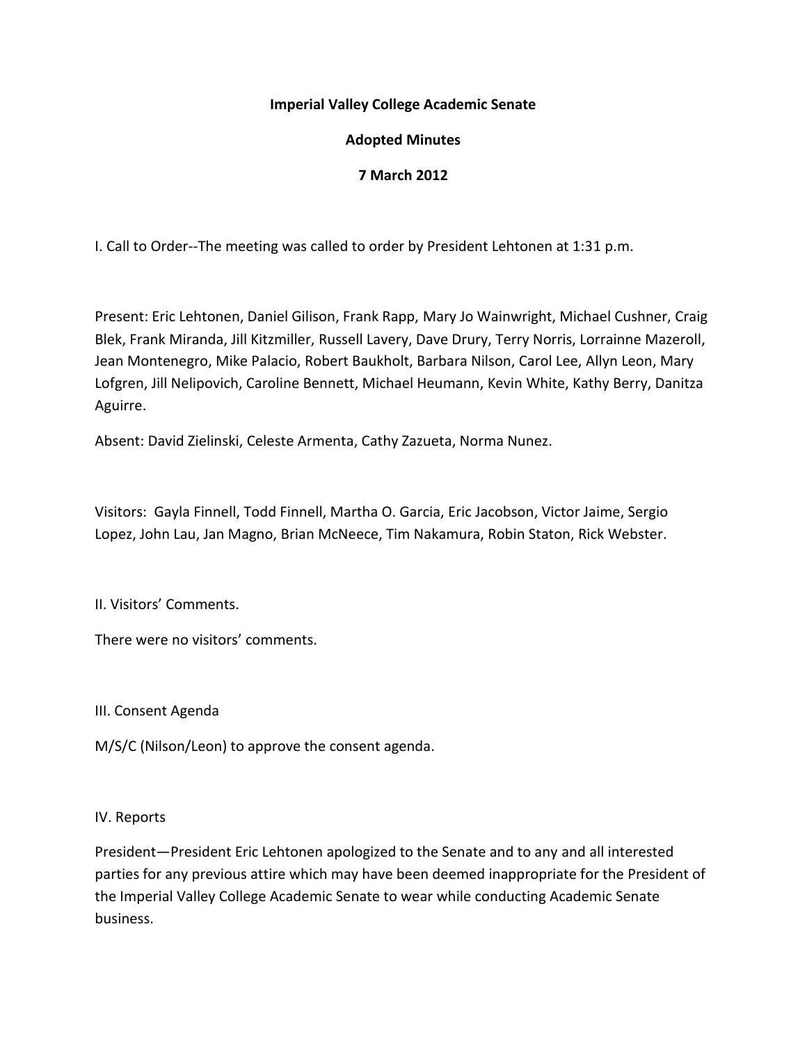**Imperial Valley College Academic Senate**

**Adopted Minutes**

**7 March 2012**

I. Call to Order--The meeting was called to order by President Lehtonen at 1:31 p.m.

Present: Eric Lehtonen, Daniel Gilison, Frank Rapp, Mary Jo Wainwright, Michael Cushner, Craig Blek, Frank Miranda, Jill Kitzmiller, Russell Lavery, Dave Drury, Terry Norris, Lorrainne Mazeroll, Jean Montenegro, Mike Palacio, Robert Baukholt, Barbara Nilson, Carol Lee, Allyn Leon, Mary Lofgren, Jill Nelipovich, Caroline Bennett, Michael Heumann, Kevin White, Kathy Berry, Danitza Aguirre.

Absent: David Zielinski, Celeste Armenta, Cathy Zazueta, Norma Nunez.

Visitors: Gayla Finnell, Todd Finnell, Martha O. Garcia, Eric Jacobson, Victor Jaime, Sergio Lopez, John Lau, Jan Magno, Brian McNeece, Tim Nakamura, Robin Staton, Rick Webster.

II. Visitors' Comments.

There were no visitors' comments.

III. Consent Agenda

M/S/C (Nilson/Leon) to approve the consent agenda.

IV. Reports

President—President Eric Lehtonen apologized to the Senate and to any and all interested parties for any previous attire which may have been deemed inappropriate for the President of the Imperial Valley College Academic Senate to wear while conducting Academic Senate business.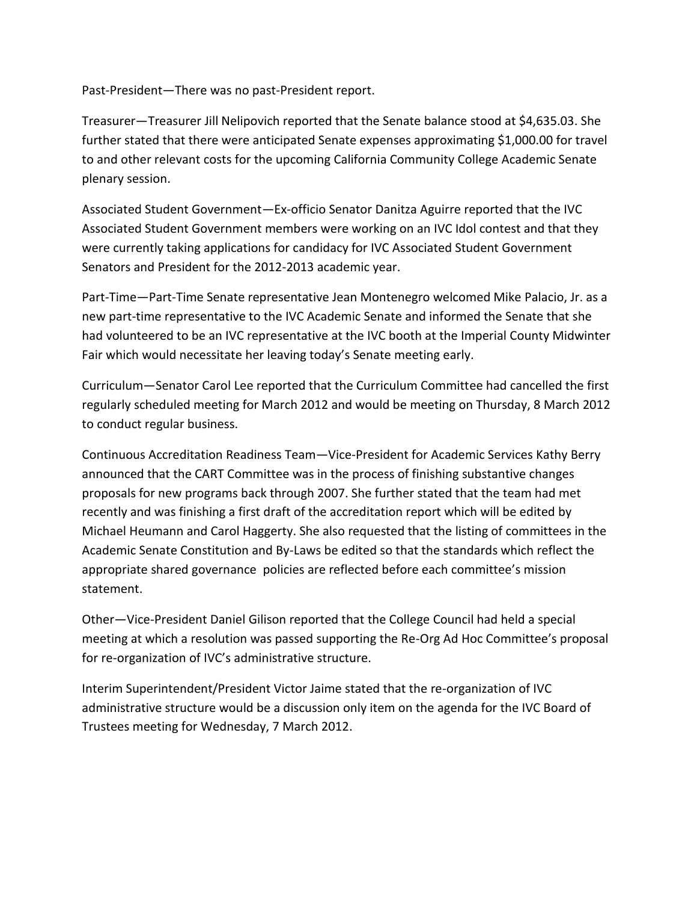Past-President—There was no past-President report.

Treasurer—Treasurer Jill Nelipovich reported that the Senate balance stood at $4,635.03. She further stated that there were anticipated Senate expenses approximating $1,000.00 for travel to and other relevant costs for the upcoming California Community College Academic Senate plenary session.

Associated Student Government—Ex-officio Senator Danitza Aguirre reported that the IVC Associated Student Government members were working on an IVC Idol contest and that they were currently taking applications for candidacy for IVC Associated Student Government Senators and President for the 2012-2013 academic year.

Part-Time—Part-Time Senate representative Jean Montenegro welcomed Mike Palacio, Jr. as a new part-time representative to the IVC Academic Senate and informed the Senate that she had volunteered to be an IVC representative at the IVC booth at the Imperial County Midwinter Fair which would necessitate her leaving today's Senate meeting early.

Curriculum—Senator Carol Lee reported that the Curriculum Committee had cancelled the first regularly scheduled meeting for March 2012 and would be meeting on Thursday, 8 March 2012 to conduct regular business.

Continuous Accreditation Readiness Team—Vice-President for Academic Services Kathy Berry announced that the CART Committee was in the process of finishing substantive changes proposals for new programs back through 2007. She further stated that the team had met recently and was finishing a first draft of the accreditation report which will be edited by Michael Heumann and Carol Haggerty. She also requested that the listing of committees in the Academic Senate Constitution and By-Laws be edited so that the standards which reflect the appropriate shared governance policies are reflected before each committee's mission statement.

Other—Vice-President Daniel Gilison reported that the College Council had held a special meeting at which a resolution was passed supporting the Re-Org Ad Hoc Committee's proposal for re-organization of IVC's administrative structure.

Interim Superintendent/President Victor Jaime stated that the re-organization of IVC administrative structure would be a discussion only item on the agenda for the IVC Board of Trustees meeting for Wednesday, 7 March 2012.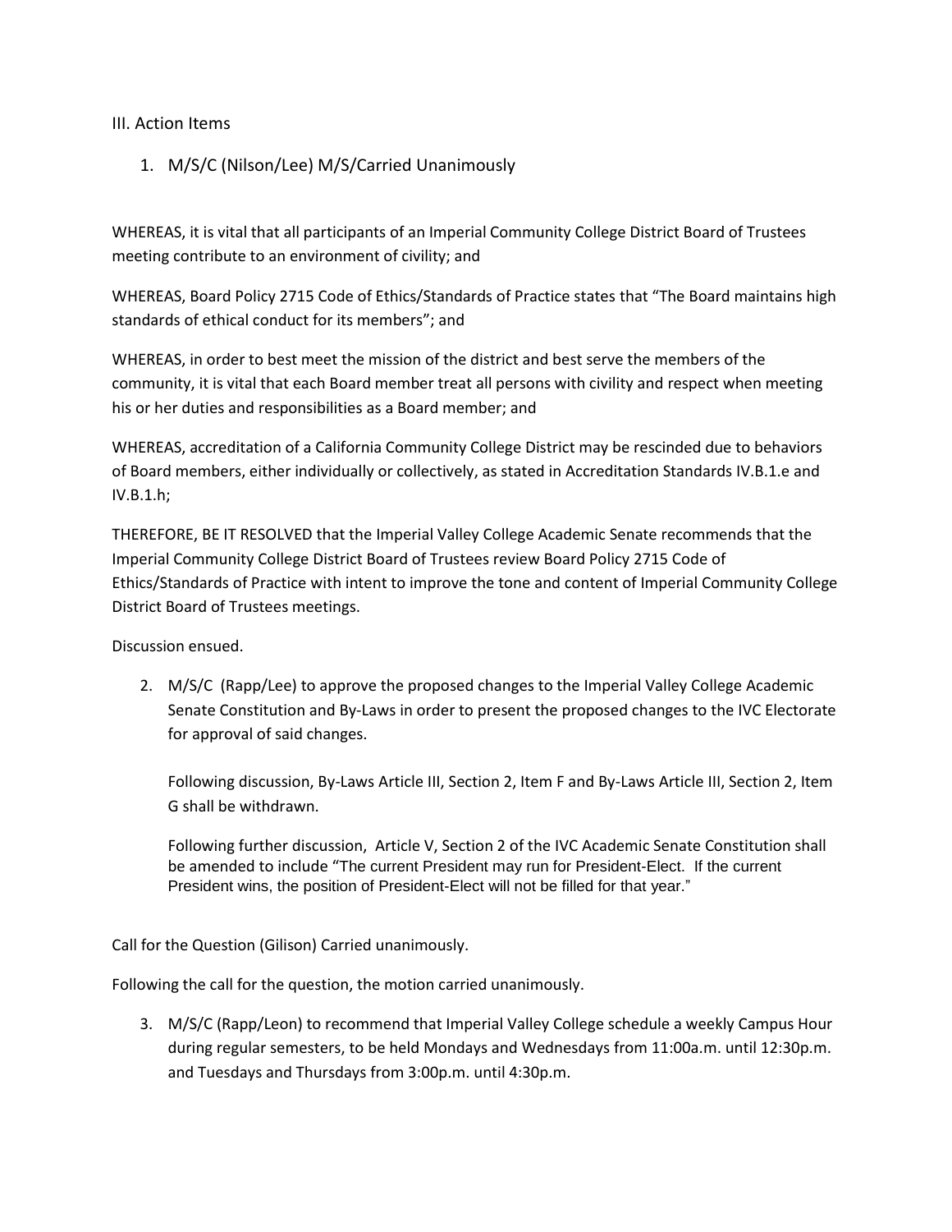III. Action Items

1. M/S/C (Nilson/Lee) M/S/Carried Unanimously

WHEREAS, it is vital that all participants of an Imperial Community College District Board of Trustees meeting contribute to an environment of civility; and

WHEREAS, Board Policy 2715 Code of Ethics/Standards of Practice states that "The Board maintains high standards of ethical conduct for its members"; and

WHEREAS, in order to best meet the mission of the district and best serve the members of the community, it is vital that each Board member treat all persons with civility and respect when meeting his or her duties and responsibilities as a Board member; and

WHEREAS, accreditation of a California Community College District may be rescinded due to behaviors of Board members, either individually or collectively, as stated in Accreditation Standards IV.B.1.e and IV.B.1.h;

THEREFORE, BE IT RESOLVED that the Imperial Valley College Academic Senate recommends that the Imperial Community College District Board of Trustees review Board Policy 2715 Code of Ethics/Standards of Practice with intent to improve the tone and content of Imperial Community College District Board of Trustees meetings.

Discussion ensued.

2. M/S/C (Rapp/Lee) to approve the proposed changes to the Imperial Valley College Academic Senate Constitution and By-Laws in order to present the proposed changes to the IVC Electorate for approval of said changes.

   Following discussion, By-Laws Article III, Section 2, Item F and By-Laws Article III, Section 2, Item G shall be withdrawn.

   Following further discussion, Article V, Section 2 of the IVC Academic Senate Constitution shall be amended to include "The current President may run for President-Elect. If the current President wins, the position of President-Elect will not be filled for that year."

Call for the Question (Gilison) Carried unanimously.

Following the call for the question, the motion carried unanimously.

3. M/S/C (Rapp/Leon) to recommend that Imperial Valley College schedule a weekly Campus Hour during regular semesters, to be held Mondays and Wednesdays from 11:00a.m. until 12:30p.m. and Tuesdays and Thursdays from 3:00p.m. until 4:30p.m.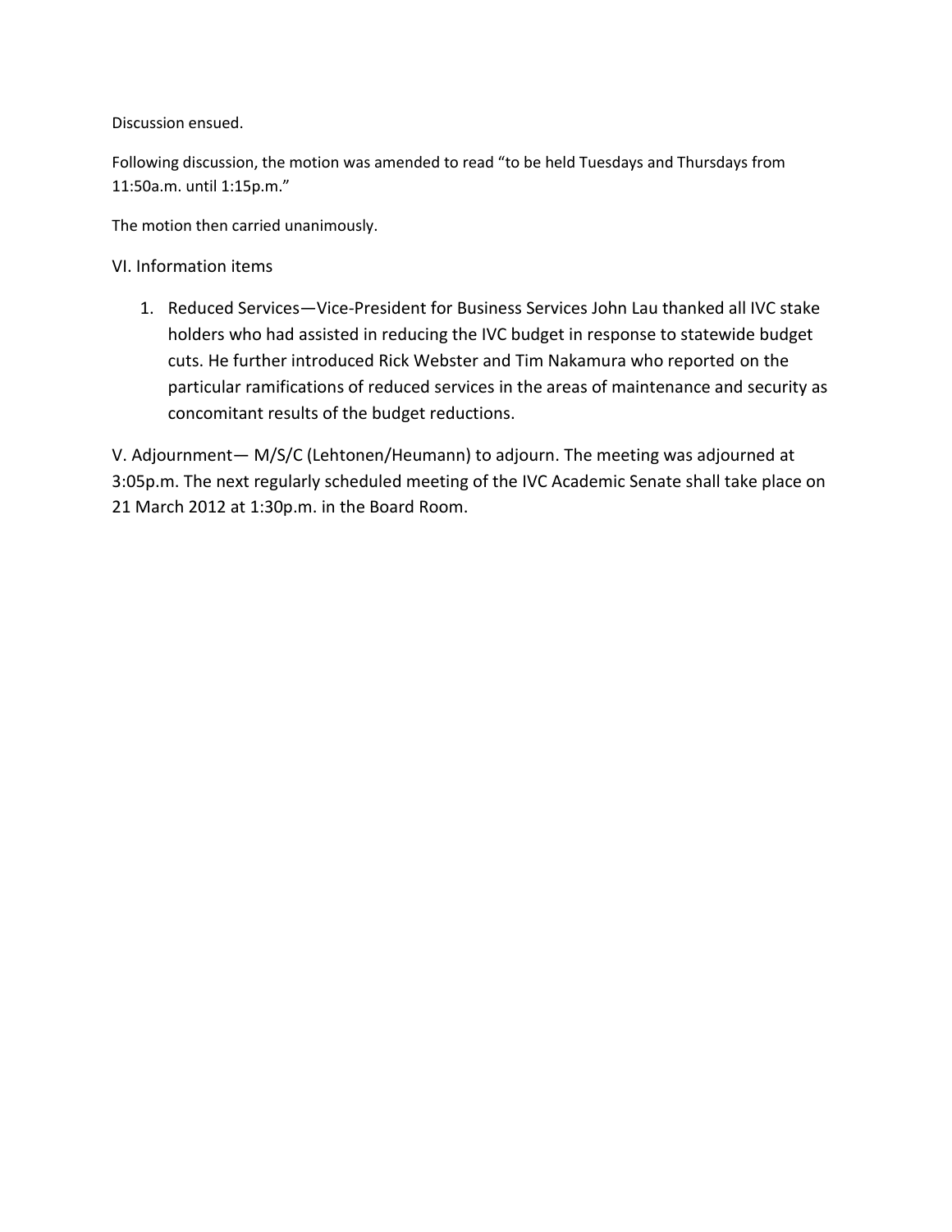Discussion ensued.

Following discussion, the motion was amended to read "to be held Tuesdays and Thursdays from 11:50a.m. until 1:15p.m."

The motion then carried unanimously.

VI. Information items

1. Reduced Services—Vice-President for Business Services John Lau thanked all IVC stake holders who had assisted in reducing the IVC budget in response to statewide budget cuts. He further introduced Rick Webster and Tim Nakamura who reported on the particular ramifications of reduced services in the areas of maintenance and security as concomitant results of the budget reductions.

V. Adjournment— M/S/C (Lehtonen/Heumann) to adjourn. The meeting was adjourned at 3:05p.m. The next regularly scheduled meeting of the IVC Academic Senate shall take place on 21 March 2012 at 1:30p.m. in the Board Room.